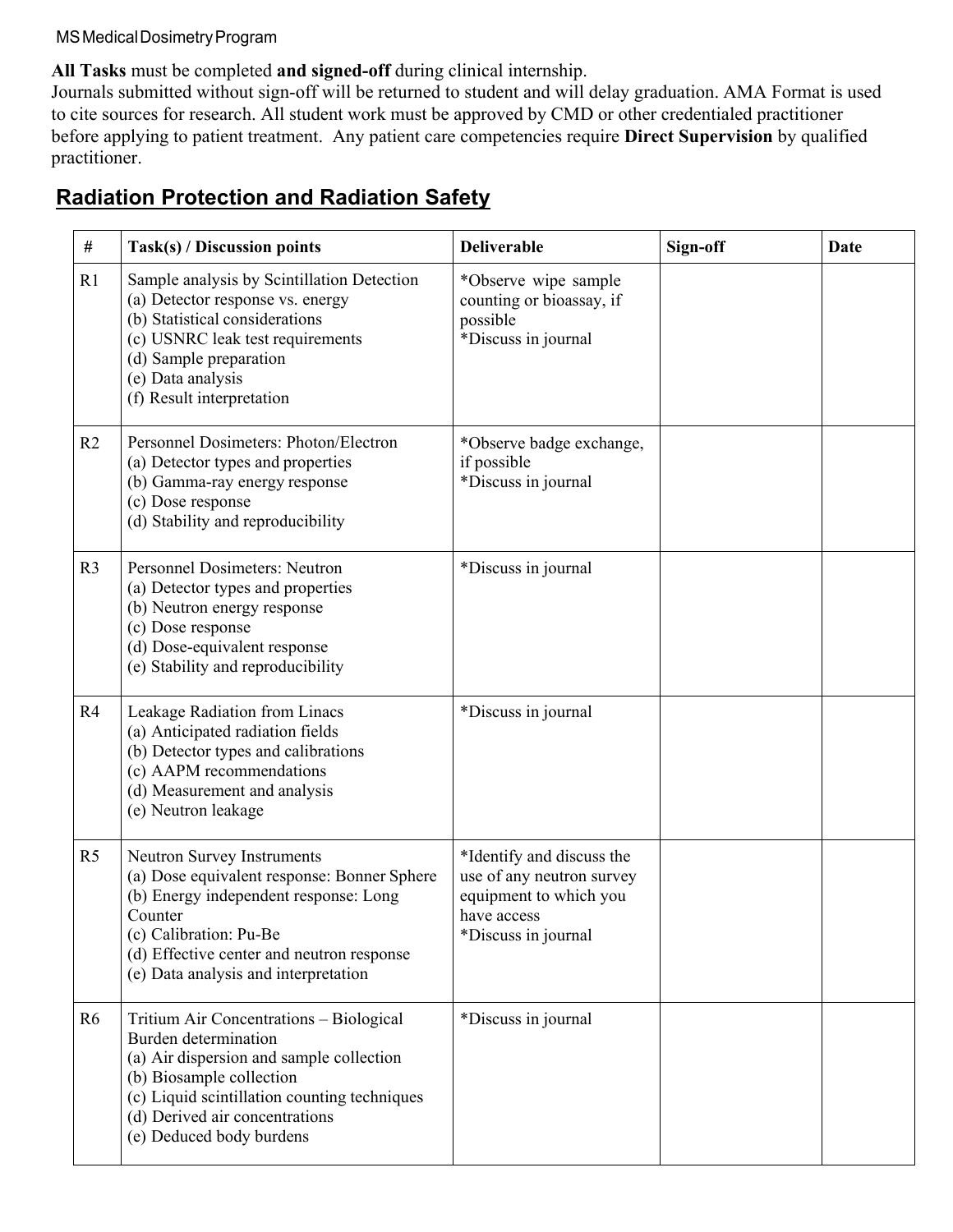MS Medical Dosimetry Program

**All Tasks** must be completed **and signed-off** during clinical internship.
Journals submitted without sign-off will be returned to student and will delay graduation. AMA Format is used to cite sources for research. All student work must be approved by CMD or other credentialed practitioner before applying to patient treatment. Any patient care competencies require **Direct Supervision** by qualified practitioner.

## Radiation Protection and Radiation Safety

| # | Task(s) / Discussion points | Deliverable | Sign-off | Date |
|---|---|---|---|---|
| R1 | Sample analysis by Scintillation Detection<br>(a) Detector response vs. energy<br>(b) Statistical considerations<br>(c) USNRC leak test requirements<br>(d) Sample preparation<br>(e) Data analysis<br>(f) Result interpretation | *Observe wipe sample counting or bioassay, if possible<br>*Discuss in journal | | |
| R2 | Personnel Dosimeters: Photon/Electron<br>(a) Detector types and properties<br>(b) Gamma-ray energy response<br>(c) Dose response<br>(d) Stability and reproducibility | *Observe badge exchange, if possible<br>*Discuss in journal | | |
| R3 | Personnel Dosimeters: Neutron<br>(a) Detector types and properties<br>(b) Neutron energy response<br>(c) Dose response<br>(d) Dose-equivalent response<br>(e) Stability and reproducibility | *Discuss in journal | | |
| R4 | Leakage Radiation from Linacs<br>(a) Anticipated radiation fields<br>(b) Detector types and calibrations<br>(c) AAPM recommendations<br>(d) Measurement and analysis<br>(e) Neutron leakage | *Discuss in journal | | |
| R5 | Neutron Survey Instruments<br>(a) Dose equivalent response: Bonner Sphere<br>(b) Energy independent response: Long Counter<br>(c) Calibration: Pu-Be<br>(d) Effective center and neutron response<br>(e) Data analysis and interpretation | *Identify and discuss the use of any neutron survey equipment to which you have access<br>*Discuss in journal | | |
| R6 | Tritium Air Concentrations – Biological Burden determination<br>(a) Air dispersion and sample collection<br>(b) Biosample collection<br>(c) Liquid scintillation counting techniques<br>(d) Derived air concentrations<br>(e) Deduced body burdens | *Discuss in journal | | |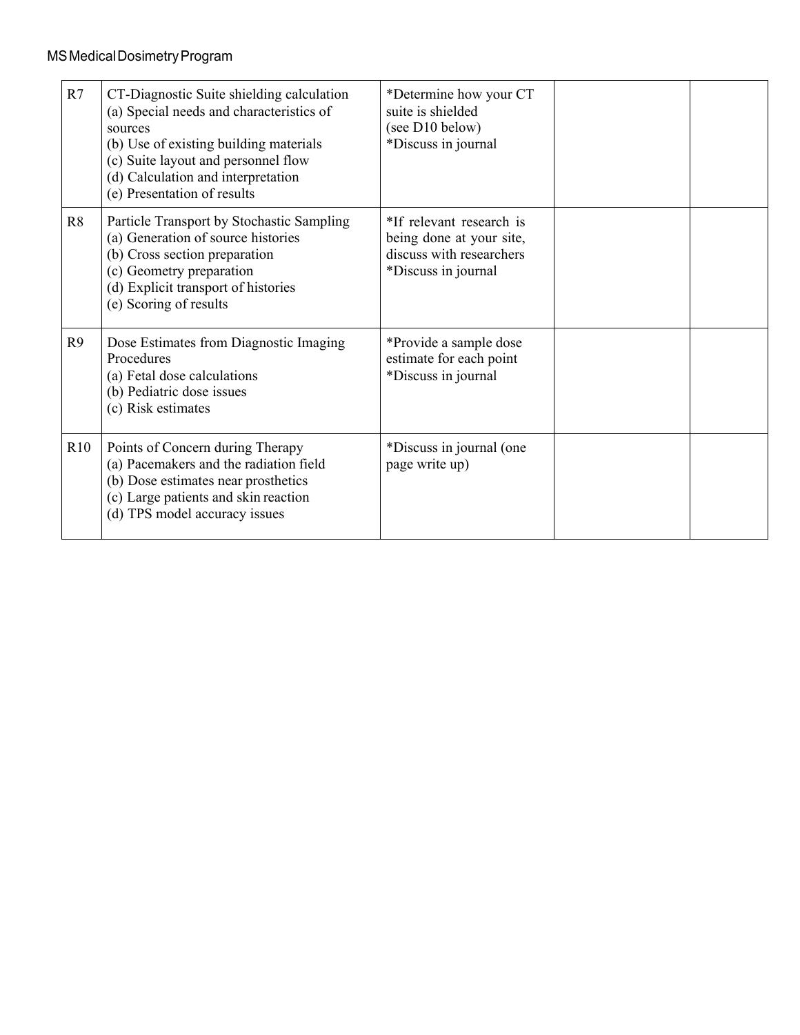| R7 | CT-Diagnostic Suite shielding calculation<br>(a) Special needs and characteristics of sources<br>(b) Use of existing building materials<br>(c) Suite layout and personnel flow<br>(d) Calculation and interpretation<br>(e) Presentation of results | *Determine how your CT suite is shielded (see D10 below)<br>*Discuss in journal | | |
|---|---|---|---|---|
| R8 | Particle Transport by Stochastic Sampling<br>(a) Generation of source histories<br>(b) Cross section preparation<br>(c) Geometry preparation<br>(d) Explicit transport of histories<br>(e) Scoring of results | *If relevant research is being done at your site, discuss with researchers<br>*Discuss in journal | | |
| R9 | Dose Estimates from Diagnostic Imaging Procedures<br>(a) Fetal dose calculations<br>(b) Pediatric dose issues<br>(c) Risk estimates | *Provide a sample dose estimate for each point<br>*Discuss in journal | | |
| R10 | Points of Concern during Therapy<br>(a) Pacemakers and the radiation field<br>(b) Dose estimates near prosthetics<br>(c) Large patients and skin reaction<br>(d) TPS model accuracy issues | *Discuss in journal (one page write up) | | |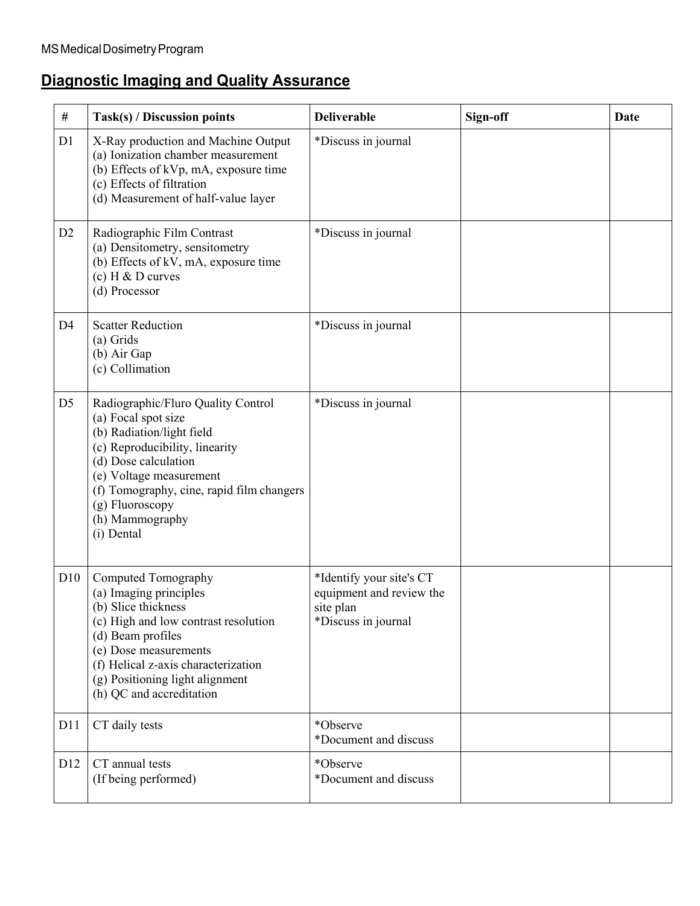MS Medical Dosimetry Program

## Diagnostic Imaging and Quality Assurance

| # | Task(s) / Discussion points | Deliverable | Sign-off | Date |
|---|---|---|---|---|
| D1 | X-Ray production and Machine Output<br>(a) Ionization chamber measurement<br>(b) Effects of kVp, mA, exposure time<br>(c) Effects of filtration<br>(d) Measurement of half-value layer | *Discuss in journal | | |
| D2 | Radiographic Film Contrast<br>(a) Densitometry, sensitometry<br>(b) Effects of kV, mA, exposure time<br>(c) H & D curves<br>(d) Processor | *Discuss in journal | | |
| D4 | Scatter Reduction<br>(a) Grids<br>(b) Air Gap<br>(c) Collimation | *Discuss in journal | | |
| D5 | Radiographic/Fluro Quality Control<br>(a) Focal spot size<br>(b) Radiation/light field<br>(c) Reproducibility, linearity<br>(d) Dose calculation<br>(e) Voltage measurement<br>(f) Tomography, cine, rapid film changers<br>(g) Fluoroscopy<br>(h) Mammography<br>(i) Dental | *Discuss in journal | | |
| D10 | Computed Tomography<br>(a) Imaging principles<br>(b) Slice thickness<br>(c) High and low contrast resolution<br>(d) Beam profiles<br>(e) Dose measurements<br>(f) Helical z-axis characterization<br>(g) Positioning light alignment<br>(h) QC and accreditation | *Identify your site's CT equipment and review the site plan<br>*Discuss in journal | | |
| D11 | CT daily tests | *Observe<br>*Document and discuss | | |
| D12 | CT annual tests<br>(If being performed) | *Observe<br>*Document and discuss | | |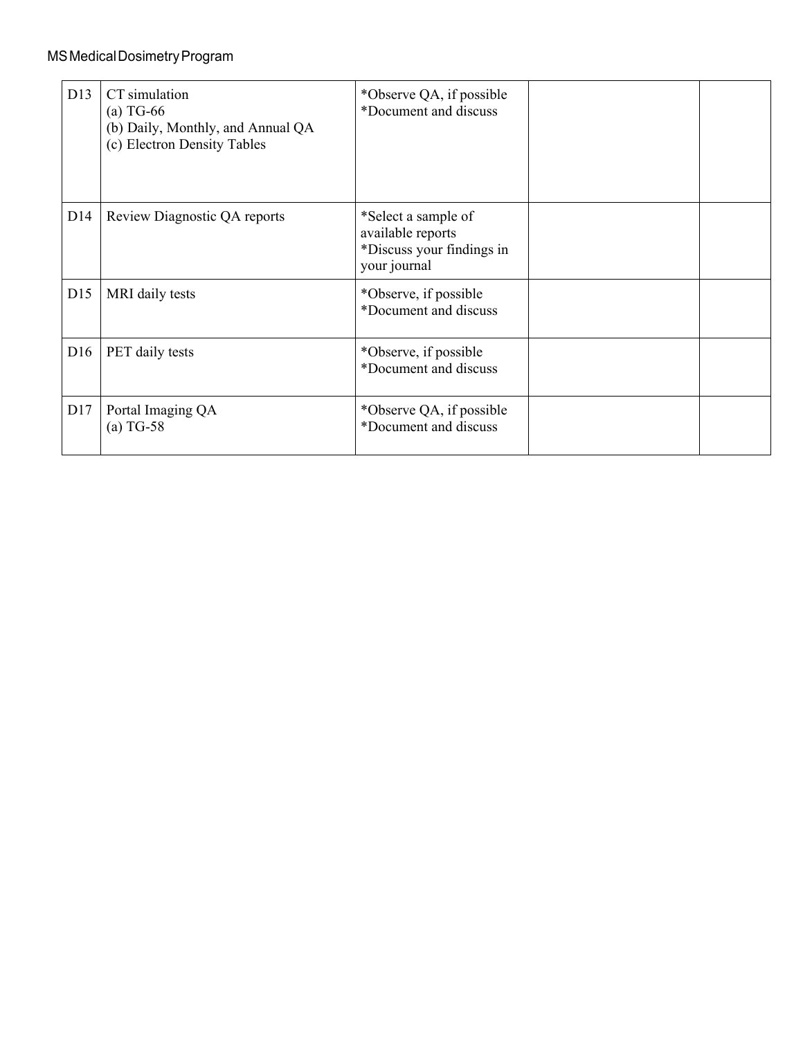| D13 | CT simulation<br>(a) TG-66<br>(b) Daily, Monthly, and Annual QA<br>(c) Electron Density Tables | *Observe QA, if possible<br>*Document and discuss | | |
|---|---|---|---|---|
| D14 | Review Diagnostic QA reports | *Select a sample of available reports<br>*Discuss your findings in your journal | | |
| D15 | MRI daily tests | *Observe, if possible<br>*Document and discuss | | |
| D16 | PET daily tests | *Observe, if possible<br>*Document and discuss | | |
| D17 | Portal Imaging QA<br>(a) TG-58 | *Observe QA, if possible<br>*Document and discuss | | |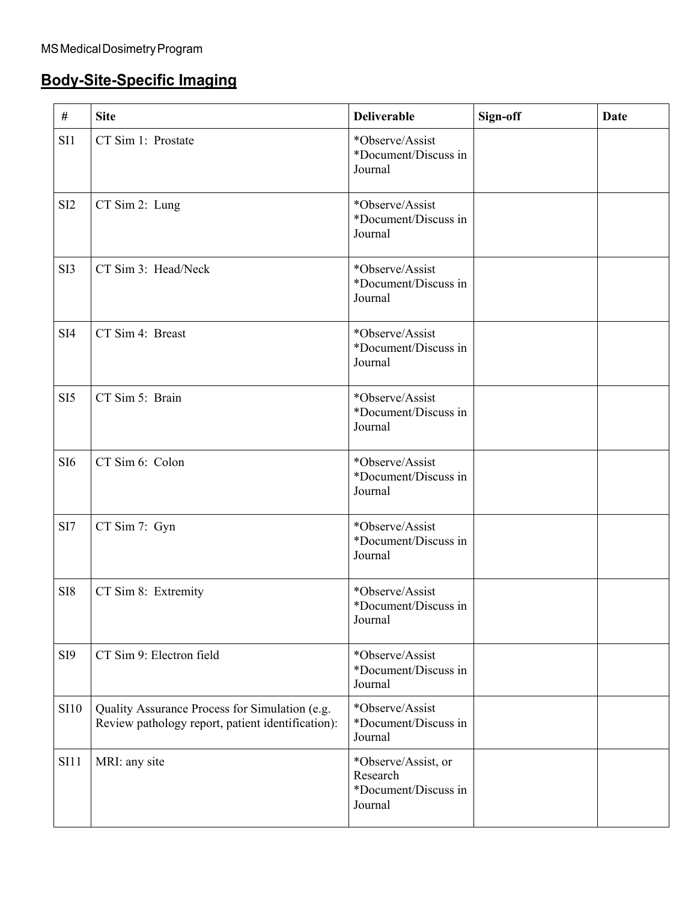MS Medical Dosimetry Program

## Body-Site-Specific Imaging

| # | Site | Deliverable | Sign-off | Date |
|---|---|---|---|---|
| SI1 | CT Sim 1: Prostate | *Observe/Assist *Document/Discuss in Journal | | |
| SI2 | CT Sim 2: Lung | *Observe/Assist *Document/Discuss in Journal | | |
| SI3 | CT Sim 3: Head/Neck | *Observe/Assist *Document/Discuss in Journal | | |
| SI4 | CT Sim 4: Breast | *Observe/Assist *Document/Discuss in Journal | | |
| SI5 | CT Sim 5: Brain | *Observe/Assist *Document/Discuss in Journal | | |
| SI6 | CT Sim 6: Colon | *Observe/Assist *Document/Discuss in Journal | | |
| SI7 | CT Sim 7: Gyn | *Observe/Assist *Document/Discuss in Journal | | |
| SI8 | CT Sim 8: Extremity | *Observe/Assist *Document/Discuss in Journal | | |
| SI9 | CT Sim 9: Electron field | *Observe/Assist *Document/Discuss in Journal | | |
| SI10 | Quality Assurance Process for Simulation (e.g. Review pathology report, patient identification): | *Observe/Assist *Document/Discuss in Journal | | |
| SI11 | MRI: any site | *Observe/Assist, or Research *Document/Discuss in Journal | | |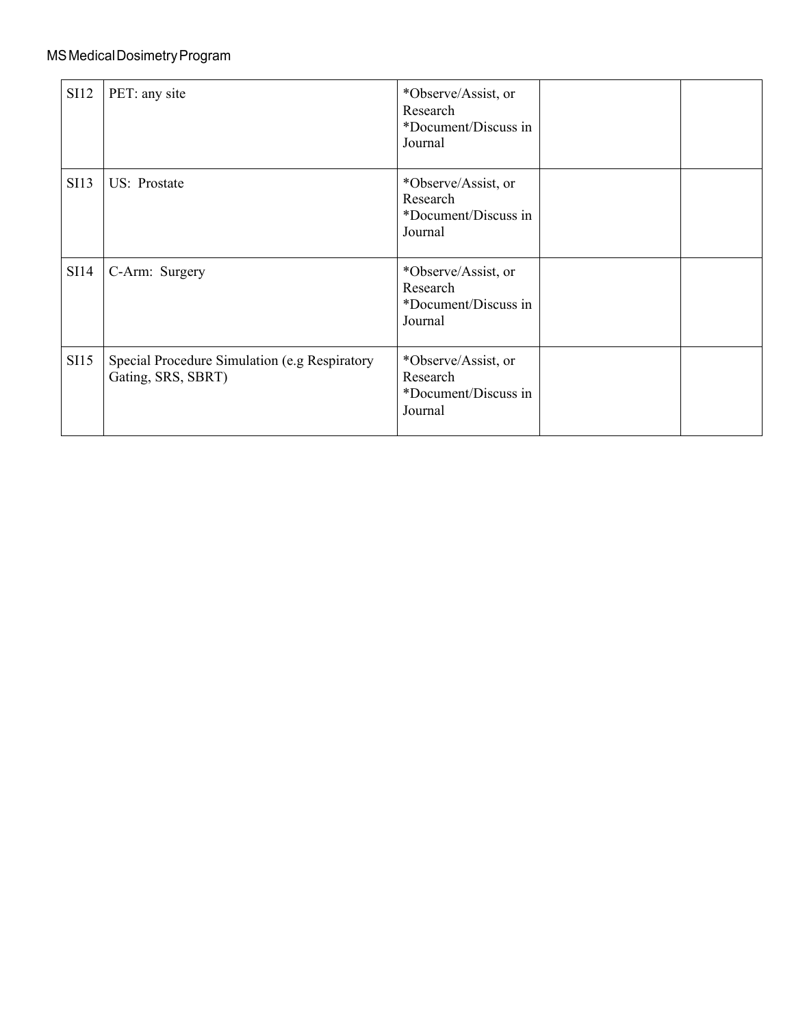| | | | | |
|---|---|---|---|---|
| SI12 | PET: any site | *Observe/Assist, or Research *Document/Discuss in Journal | | |
| SI13 | US: Prostate | *Observe/Assist, or Research *Document/Discuss in Journal | | |
| SI14 | C-Arm: Surgery | *Observe/Assist, or Research *Document/Discuss in Journal | | |
| SI15 | Special Procedure Simulation (e.g Respiratory Gating, SRS, SBRT) | *Observe/Assist, or Research *Document/Discuss in Journal | | |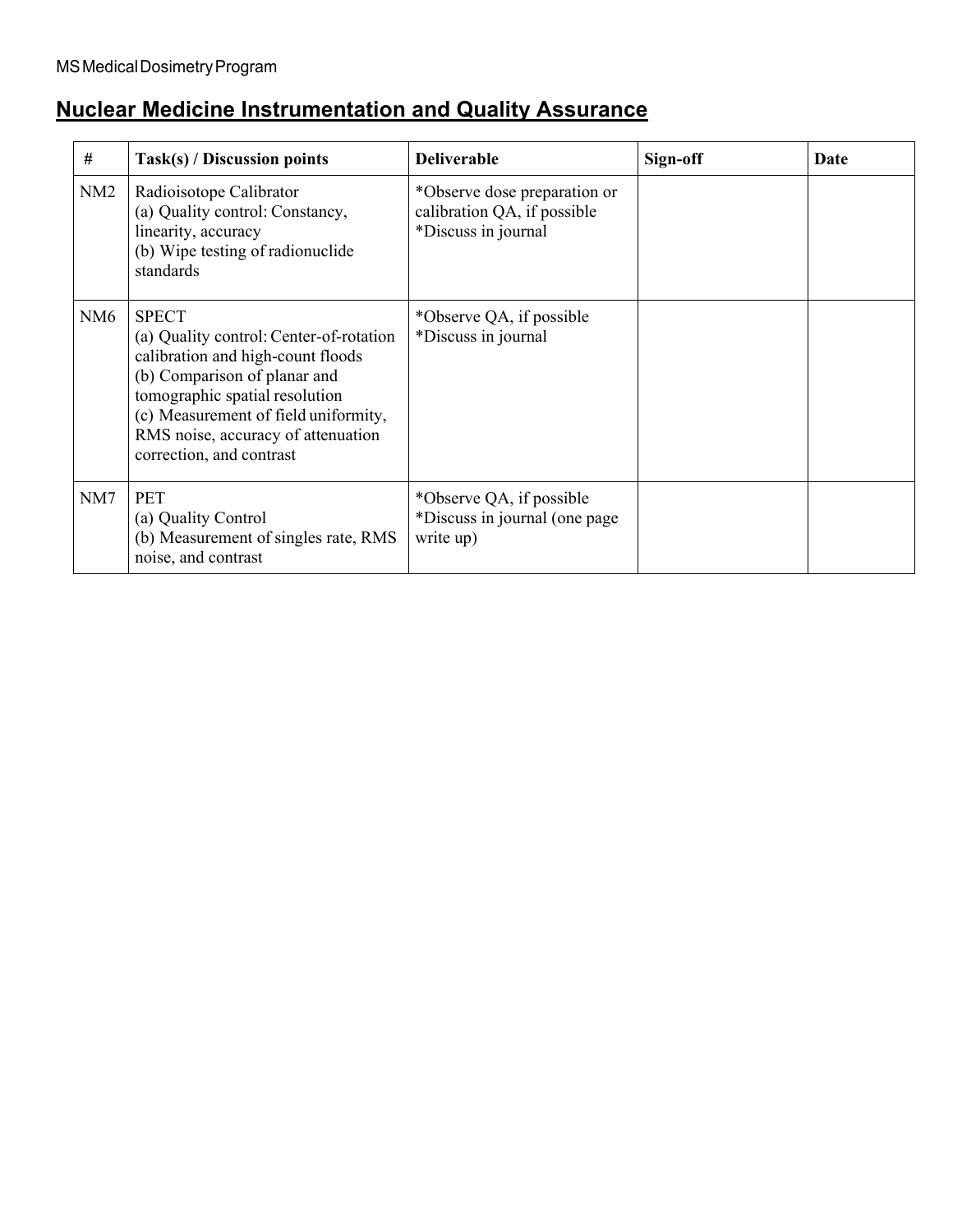MS Medical Dosimetry Program

## Nuclear Medicine Instrumentation and Quality Assurance

| # | Task(s) / Discussion points | Deliverable | Sign-off | Date |
|---|---|---|---|---|
| NM2 | Radioisotope Calibrator<br>(a) Quality control: Constancy, linearity, accuracy<br>(b) Wipe testing of radionuclide standards | *Observe dose preparation or calibration QA, if possible<br>*Discuss in journal | | |
| NM6 | SPECT<br>(a) Quality control: Center-of-rotation calibration and high-count floods<br>(b) Comparison of planar and tomographic spatial resolution<br>(c) Measurement of field uniformity, RMS noise, accuracy of attenuation correction, and contrast | *Observe QA, if possible<br>*Discuss in journal | | |
| NM7 | PET<br>(a) Quality Control<br>(b) Measurement of singles rate, RMS noise, and contrast | *Observe QA, if possible<br>*Discuss in journal (one page write up) | | |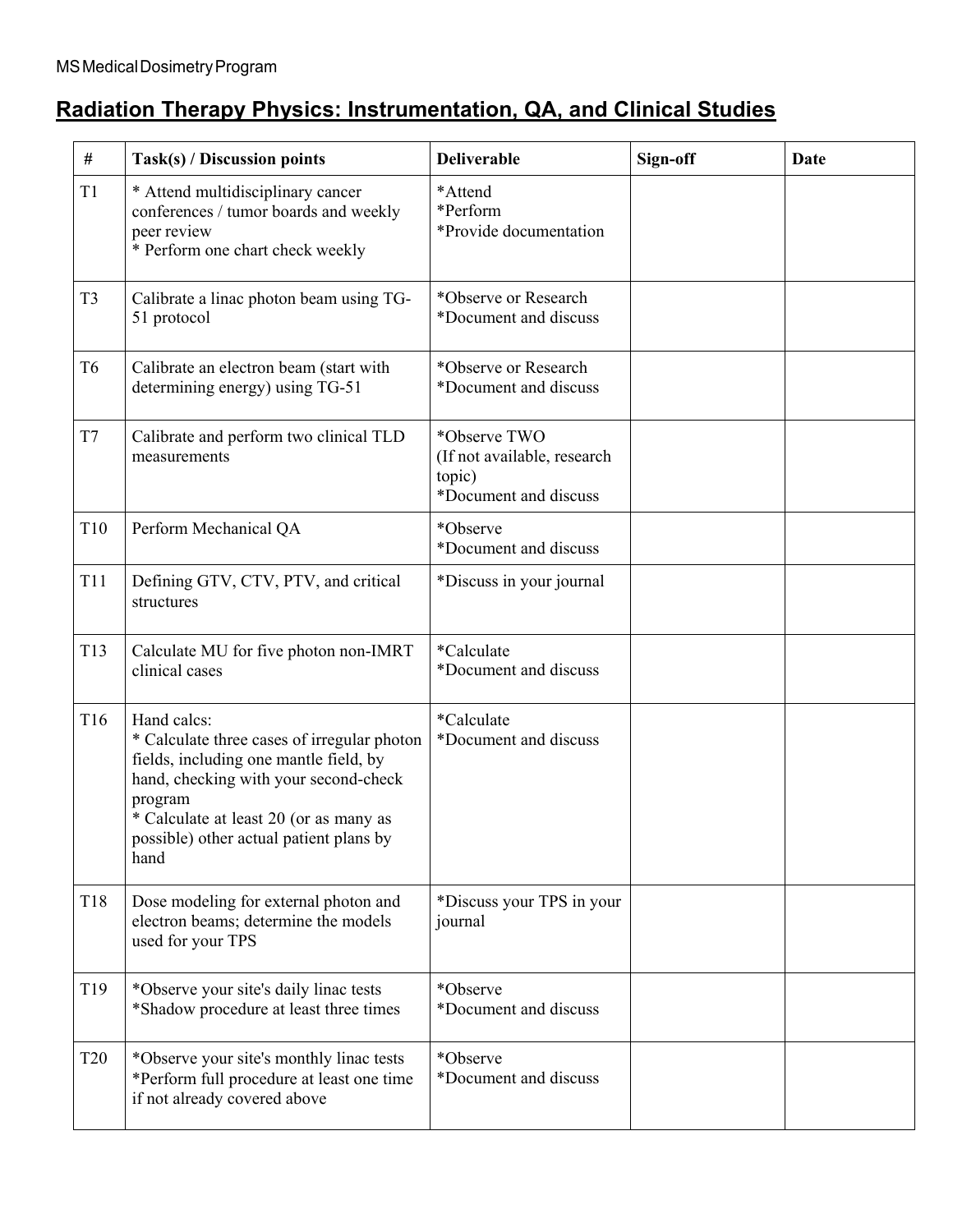MS Medical Dosimetry Program

# Radiation Therapy Physics: Instrumentation, QA, and Clinical Studies

| # | Task(s) / Discussion points | Deliverable | Sign-off | Date |
|---|---|---|---|---|
| T1 | * Attend multidisciplinary cancer conferences / tumor boards and weekly peer review<br>* Perform one chart check weekly | *Attend<br>*Perform<br>*Provide documentation | | |
| T3 | Calibrate a linac photon beam using TG-51 protocol | *Observe or Research<br>*Document and discuss | | |
| T6 | Calibrate an electron beam (start with determining energy) using TG-51 | *Observe or Research<br>*Document and discuss | | |
| T7 | Calibrate and perform two clinical TLD measurements | *Observe TWO<br>(If not available, research topic)<br>*Document and discuss | | |
| T10 | Perform Mechanical QA | *Observe<br>*Document and discuss | | |
| T11 | Defining GTV, CTV, PTV, and critical structures | *Discuss in your journal | | |
| T13 | Calculate MU for five photon non-IMRT clinical cases | *Calculate<br>*Document and discuss | | |
| T16 | Hand calcs:<br>* Calculate three cases of irregular photon fields, including one mantle field, by hand, checking with your second-check program<br>* Calculate at least 20 (or as many as possible) other actual patient plans by hand | *Calculate<br>*Document and discuss | | |
| T18 | Dose modeling for external photon and electron beams; determine the models used for your TPS | *Discuss your TPS in your journal | | |
| T19 | *Observe your site's daily linac tests<br>*Shadow procedure at least three times | *Observe<br>*Document and discuss | | |
| T20 | *Observe your site's monthly linac tests<br>*Perform full procedure at least one time if not already covered above | *Observe<br>*Document and discuss | | |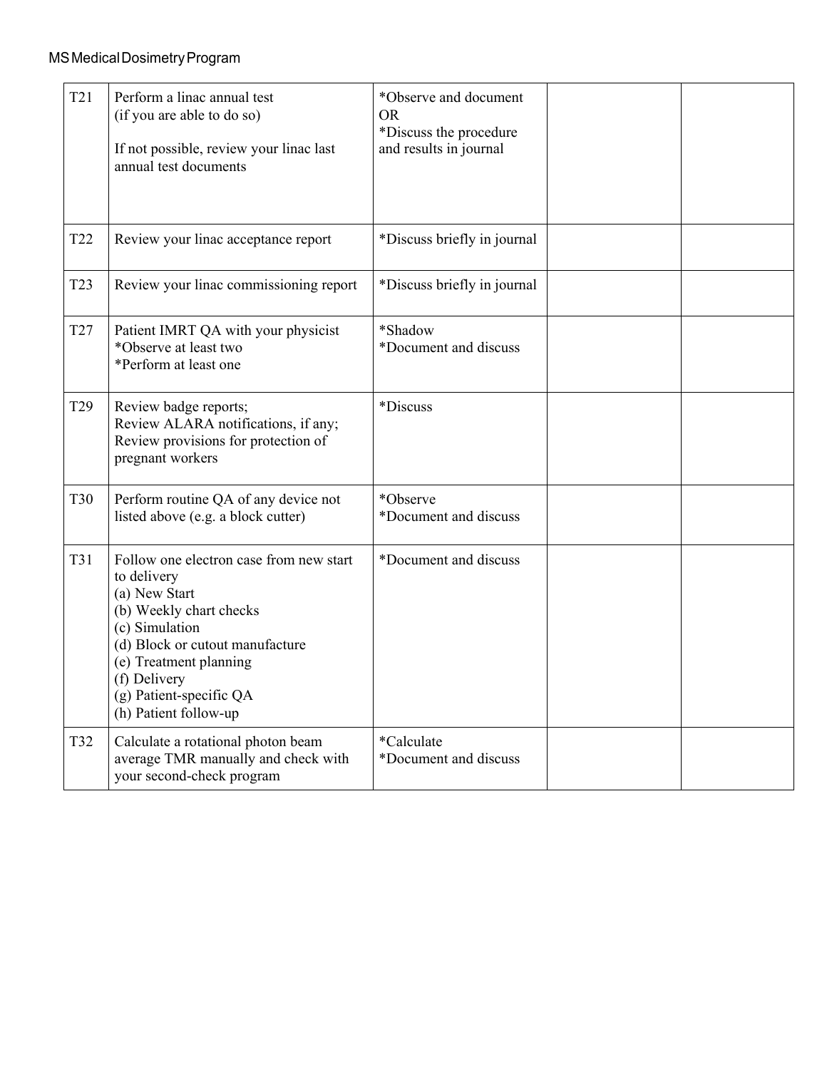| | | | | |
|---|---|---|---|---|
| T21 | Perform a linac annual test (if you are able to do so)<br><br>If not possible, review your linac last annual test documents | *Observe and document<br>OR<br>*Discuss the procedure and results in journal | | |
| T22 | Review your linac acceptance report | *Discuss briefly in journal | | |
| T23 | Review your linac commissioning report | *Discuss briefly in journal | | |
| T27 | Patient IMRT QA with your physicist<br>*Observe at least two<br>*Perform at least one | *Shadow<br>*Document and discuss | | |
| T29 | Review badge reports;<br>Review ALARA notifications, if any;<br>Review provisions for protection of pregnant workers | *Discuss | | |
| T30 | Perform routine QA of any device not listed above (e.g. a block cutter) | *Observe<br>*Document and discuss | | |
| T31 | Follow one electron case from new start to delivery<br>(a) New Start<br>(b) Weekly chart checks<br>(c) Simulation<br>(d) Block or cutout manufacture<br>(e) Treatment planning<br>(f) Delivery<br>(g) Patient-specific QA<br>(h) Patient follow-up | *Document and discuss | | |
| T32 | Calculate a rotational photon beam average TMR manually and check with your second-check program | *Calculate<br>*Document and discuss | | |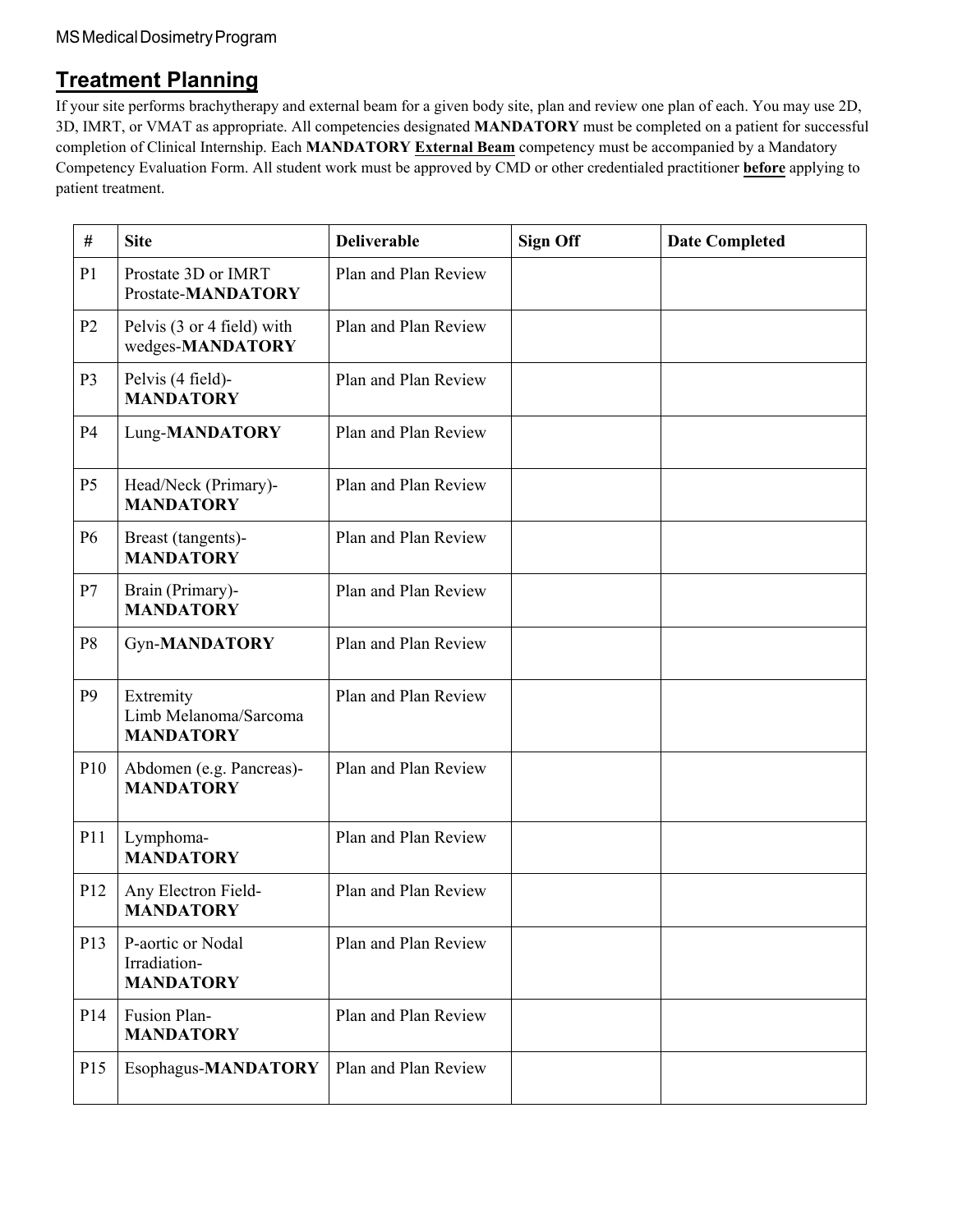## Treatment Planning

If your site performs brachytherapy and external beam for a given body site, plan and review one plan of each. You may use 2D, 3D, IMRT, or VMAT as appropriate. All competencies designated **MANDATORY** must be completed on a patient for successful completion of Clinical Internship. Each **MANDATORY** **External Beam** competency must be accompanied by a Mandatory Competency Evaluation Form. All student work must be approved by CMD or other credentialed practitioner **before** applying to patient treatment.

| # | Site | Deliverable | Sign Off | Date Completed |
|---|---|---|---|---|
| P1 | Prostate 3D or IMRT Prostate-**MANDATORY** | Plan and Plan Review | | |
| P2 | Pelvis (3 or 4 field) with wedges-**MANDATORY** | Plan and Plan Review | | |
| P3 | Pelvis (4 field)-**MANDATORY** | Plan and Plan Review | | |
| P4 | Lung-**MANDATORY** | Plan and Plan Review | | |
| P5 | Head/Neck (Primary)-**MANDATORY** | Plan and Plan Review | | |
| P6 | Breast (tangents)-**MANDATORY** | Plan and Plan Review | | |
| P7 | Brain (Primary)-**MANDATORY** | Plan and Plan Review | | |
| P8 | Gyn-**MANDATORY** | Plan and Plan Review | | |
| P9 | Extremity Limb Melanoma/Sarcoma **MANDATORY** | Plan and Plan Review | | |
| P10 | Abdomen (e.g. Pancreas)-**MANDATORY** | Plan and Plan Review | | |
| P11 | Lymphoma-**MANDATORY** | Plan and Plan Review | | |
| P12 | Any Electron Field-**MANDATORY** | Plan and Plan Review | | |
| P13 | P-aortic or Nodal Irradiation-**MANDATORY** | Plan and Plan Review | | |
| P14 | Fusion Plan-**MANDATORY** | Plan and Plan Review | | |
| P15 | Esophagus-**MANDATORY** | Plan and Plan Review | | |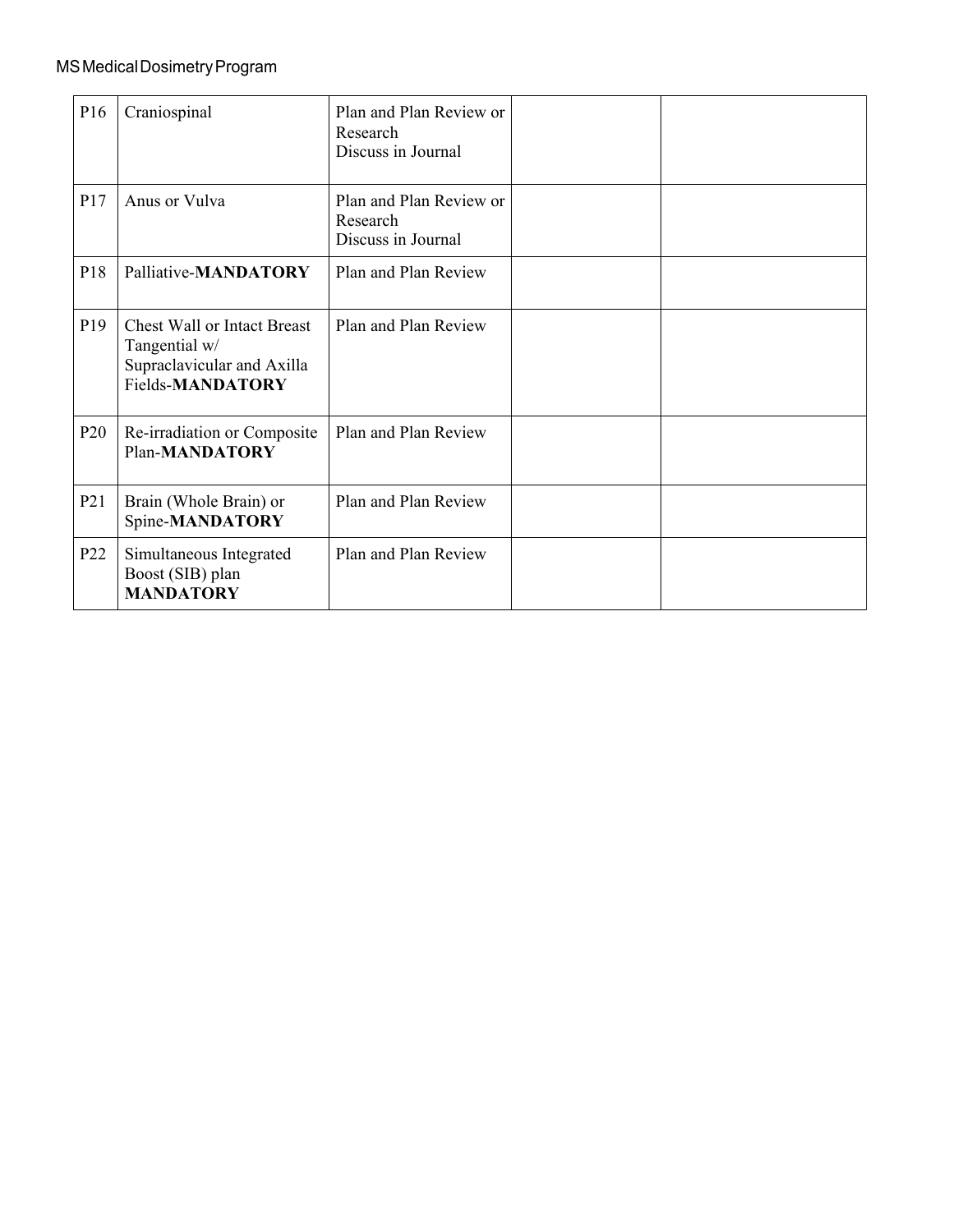| P16 | Craniospinal | Plan and Plan Review or Research<br>Discuss in Journal | | |
|---|---|---|---|---|
| P17 | Anus or Vulva | Plan and Plan Review or Research<br>Discuss in Journal | | |
| P18 | Palliative-**MANDATORY** | Plan and Plan Review | | |
| P19 | Chest Wall or Intact Breast Tangential w/ Supraclavicular and Axilla Fields-**MANDATORY** | Plan and Plan Review | | |
| P20 | Re-irradiation or Composite Plan-**MANDATORY** | Plan and Plan Review | | |
| P21 | Brain (Whole Brain) or Spine-**MANDATORY** | Plan and Plan Review | | |
| P22 | Simultaneous Integrated Boost (SIB) plan **MANDATORY** | Plan and Plan Review | | |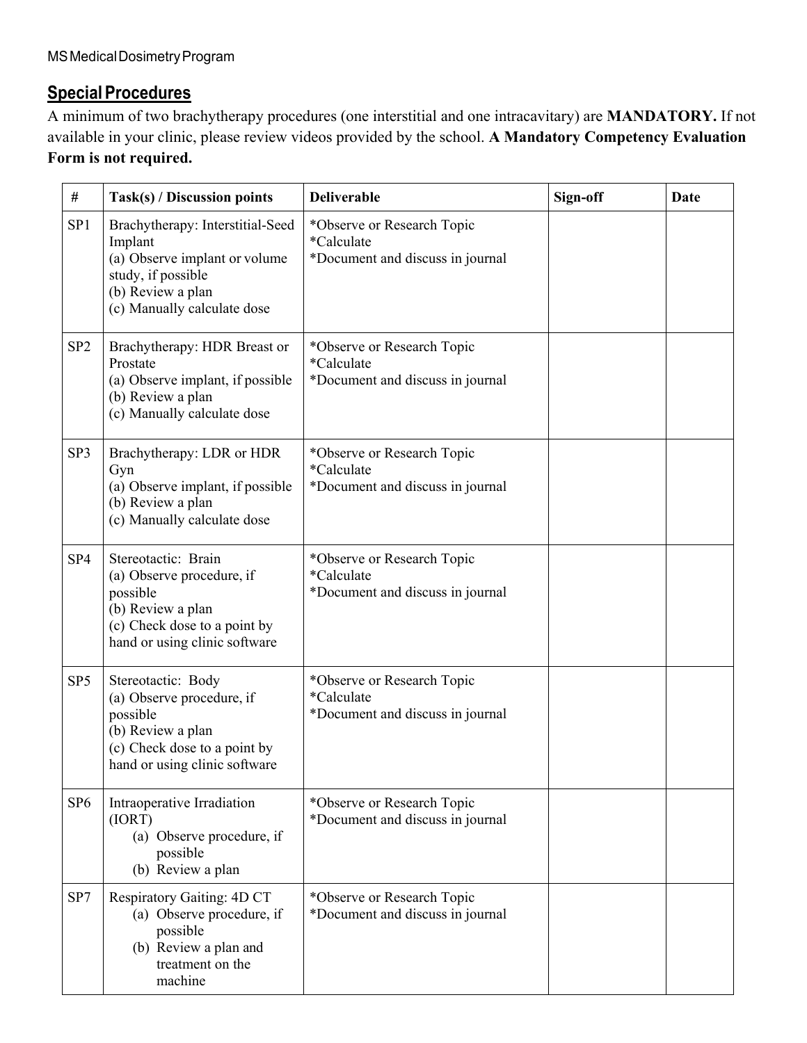MS Medical Dosimetry Program

## Special Procedures

A minimum of two brachytherapy procedures (one interstitial and one intracavitary) are **MANDATORY.** If not available in your clinic, please review videos provided by the school. **A Mandatory Competency Evaluation Form is not required.**

| # | Task(s) / Discussion points | Deliverable | Sign-off | Date |
|---|---|---|---|---|
| SP1 | Brachytherapy: Interstitial-Seed Implant<br>(a) Observe implant or volume study, if possible<br>(b) Review a plan<br>(c) Manually calculate dose | *Observe or Research Topic<br>*Calculate<br>*Document and discuss in journal | | |
| SP2 | Brachytherapy: HDR Breast or Prostate<br>(a) Observe implant, if possible<br>(b) Review a plan<br>(c) Manually calculate dose | *Observe or Research Topic<br>*Calculate<br>*Document and discuss in journal | | |
| SP3 | Brachytherapy: LDR or HDR Gyn<br>(a) Observe implant, if possible<br>(b) Review a plan<br>(c) Manually calculate dose | *Observe or Research Topic<br>*Calculate<br>*Document and discuss in journal | | |
| SP4 | Stereotactic: Brain<br>(a) Observe procedure, if possible<br>(b) Review a plan<br>(c) Check dose to a point by hand or using clinic software | *Observe or Research Topic<br>*Calculate<br>*Document and discuss in journal | | |
| SP5 | Stereotactic: Body<br>(a) Observe procedure, if possible<br>(b) Review a plan<br>(c) Check dose to a point by hand or using clinic software | *Observe or Research Topic<br>*Calculate<br>*Document and discuss in journal | | |
| SP6 | Intraoperative Irradiation (IORT)<br>(a) Observe procedure, if possible<br>(b) Review a plan | *Observe or Research Topic<br>*Document and discuss in journal | | |
| SP7 | Respiratory Gaiting: 4D CT<br>(a) Observe procedure, if possible<br>(b) Review a plan and treatment on the machine | *Observe or Research Topic<br>*Document and discuss in journal | | |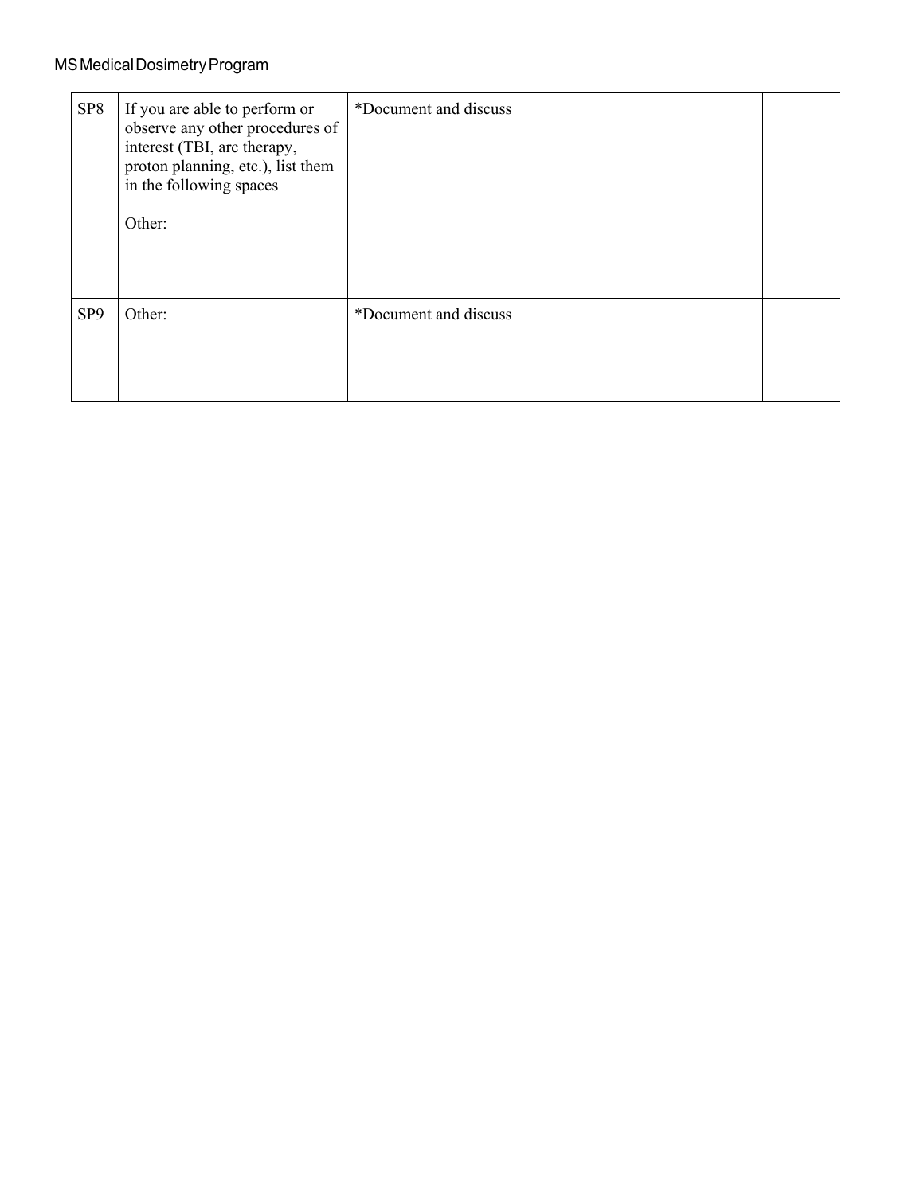| | | | | |
|---|---|---|---|---|
| SP8 | If you are able to perform or observe any other procedures of interest (TBI, arc therapy, proton planning, etc.), list them in the following spaces<br><br>Other: | *Document and discuss | | |
| SP9 | Other: | *Document and discuss | | |